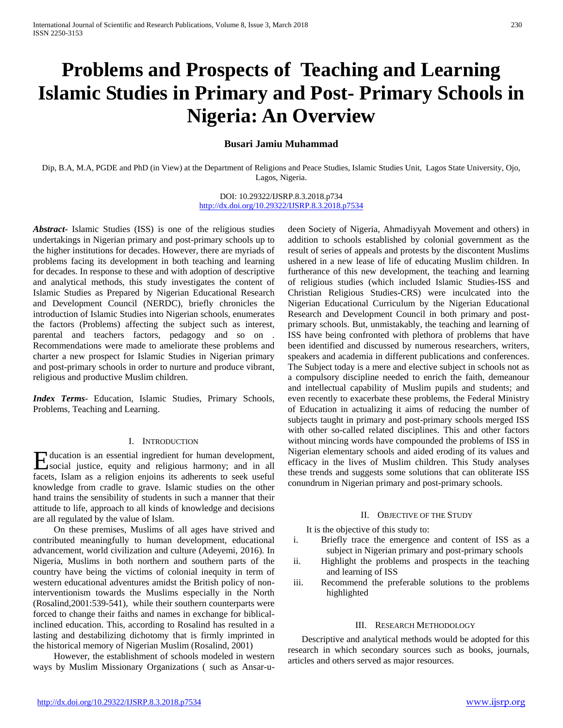# Problems and Prospects of Teaching and Learning Islamic Studies in Primary and Post- Primary Schools in Nigeria: An Overview

**Busari Jamiu Muhammad**

Dip, B.A, M.A, PGDE and PhD (in View) at the Department of Religions and Peace Studies, Islamic Studies Unit, Lagos State University, Ojo, Lagos, Nigeria.

DOI: 10.29322/IJSRP.8.3.2018.p734
http://dx.doi.org/10.29322/IJSRP.8.3.2018.p7534

***Abstract***- Islamic Studies (ISS) is one of the religious studies undertakings in Nigerian primary and post-primary schools up to the higher institutions for decades. However, there are myriads of problems facing its development in both teaching and learning for decades. In response to these and with adoption of descriptive and analytical methods, this study investigates the content of Islamic Studies as Prepared by Nigerian Educational Research and Development Council (NERDC), briefly chronicles the introduction of Islamic Studies into Nigerian schools, enumerates the factors (Problems) affecting the subject such as interest, parental and teachers factors, pedagogy and so on . Recommendations were made to ameliorate these problems and charter a new prospect for Islamic Studies in Nigerian primary and post-primary schools in order to nurture and produce vibrant, religious and productive Muslim children.

***Index Terms***- Education, Islamic Studies, Primary Schools, Problems, Teaching and Learning.

## I. Introduction

Education is an essential ingredient for human development, social justice, equity and religious harmony; and in all facets, Islam as a religion enjoins its adherents to seek useful knowledge from cradle to grave. Islamic studies on the other hand trains the sensibility of students in such a manner that their attitude to life, approach to all kinds of knowledge and decisions are all regulated by the value of Islam.

On these premises, Muslims of all ages have strived and contributed meaningfully to human development, educational advancement, world civilization and culture (Adeyemi, 2016). In Nigeria, Muslims in both northern and southern parts of the country have being the victims of colonial inequity in term of western educational adventures amidst the British policy of non-interventionism towards the Muslims especially in the North (Rosalind,2001:539-541), while their southern counterparts were forced to change their faiths and names in exchange for biblical-inclined education. This, according to Rosalind has resulted in a lasting and destabilizing dichotomy that is firmly imprinted in the historical memory of Nigerian Muslim (Rosalind, 2001)

However, the establishment of schools modeled in western ways by Muslim Missionary Organizations ( such as Ansar-u-deen Society of Nigeria, Ahmadiyyah Movement and others) in addition to schools established by colonial government as the result of series of appeals and protests by the discontent Muslims ushered in a new lease of life of educating Muslim children. In furtherance of this new development, the teaching and learning of religious studies (which included Islamic Studies-ISS and Christian Religious Studies-CRS) were inculcated into the Nigerian Educational Curriculum by the Nigerian Educational Research and Development Council in both primary and post-primary schools. But, unmistakably, the teaching and learning of ISS have being confronted with plethora of problems that have been identified and discussed by numerous researchers, writers, speakers and academia in different publications and conferences. The Subject today is a mere and elective subject in schools not as a compulsory discipline needed to enrich the faith, demeanour and intellectual capability of Muslim pupils and students; and even recently to exacerbate these problems, the Federal Ministry of Education in actualizing it aims of reducing the number of subjects taught in primary and post-primary schools merged ISS with other so-called related disciplines. This and other factors without mincing words have compounded the problems of ISS in Nigerian elementary schools and aided eroding of its values and efficacy in the lives of Muslim children. This Study analyses these trends and suggests some solutions that can obliterate ISS conundrum in Nigerian primary and post-primary schools.

## II. Objective of the Study

It is the objective of this study to:

i. Briefly trace the emergence and content of ISS as a subject in Nigerian primary and post-primary schools
ii. Highlight the problems and prospects in the teaching and learning of ISS
iii. Recommend the preferable solutions to the problems highlighted

## III. Research Methodology

Descriptive and analytical methods would be adopted for this research in which secondary sources such as books, journals, articles and others served as major resources.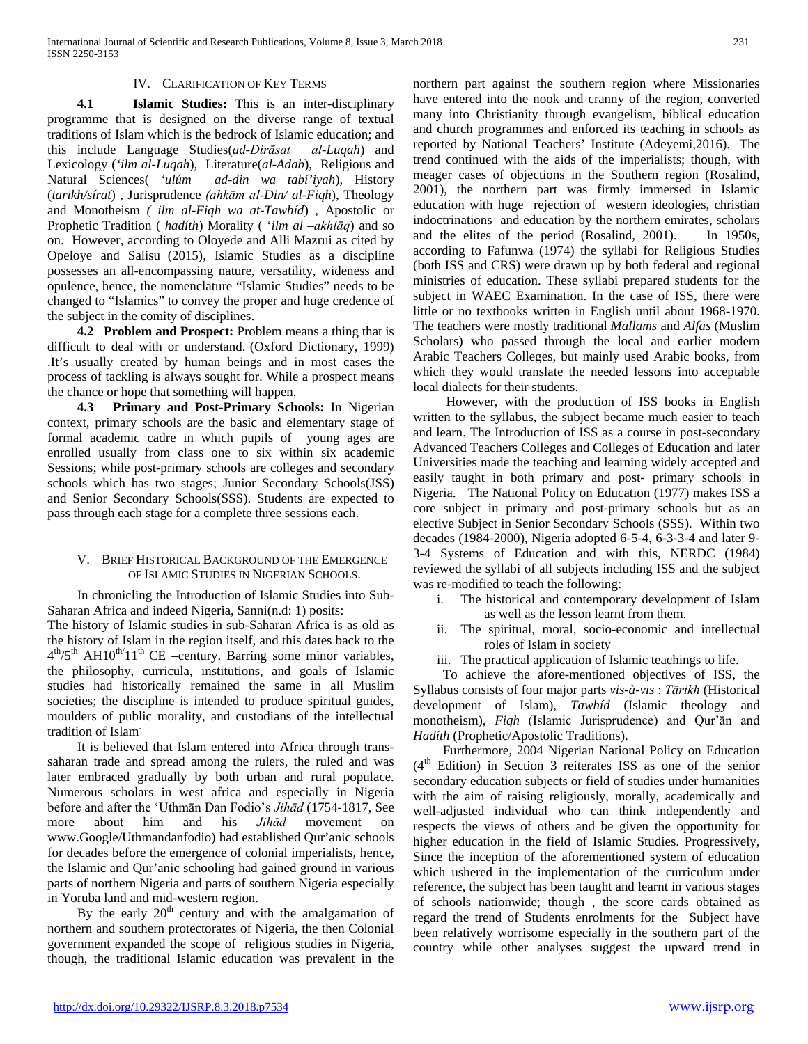## IV. Clarification of Key Terms

**4.1 Islamic Studies:** This is an inter-disciplinary programme that is designed on the diverse range of textual traditions of Islam which is the bedrock of Islamic education; and this include Language Studies(*ad-Dirãsat al-Luqah*) and Lexicology (*'ilm al-Luqah*), Literature(*al-Adab*), Religious and Natural Sciences( *'ulúm ad-din wa tabí'iyah*), History (*tarikh/sírat*) , Jurisprudence *(ahkãm al-Din/ al-Fiqh*), Theology and Monotheism *( ilm al-Fiqh wa at-Tawhíd*) , Apostolic or Prophetic Tradition ( *hadíth*) Morality ( *'ilm al –akhlãq*) and so on. However, according to Oloyede and Alli Mazrui as cited by Opeloye and Salisu (2015), Islamic Studies as a discipline possesses an all-encompassing nature, versatility, wideness and opulence, hence, the nomenclature "Islamic Studies" needs to be changed to "Islamics" to convey the proper and huge credence of the subject in the comity of disciplines.

**4.2 Problem and Prospect:** Problem means a thing that is difficult to deal with or understand. (Oxford Dictionary, 1999) .It's usually created by human beings and in most cases the process of tackling is always sought for. While a prospect means the chance or hope that something will happen.

**4.3 Primary and Post-Primary Schools:** In Nigerian context, primary schools are the basic and elementary stage of formal academic cadre in which pupils of young ages are enrolled usually from class one to six within six academic Sessions; while post-primary schools are colleges and secondary schools which has two stages; Junior Secondary Schools(JSS) and Senior Secondary Schools(SSS). Students are expected to pass through each stage for a complete three sessions each.

## V. Brief Historical Background of the Emergence of Islamic Studies in Nigerian Schools.

In chronicling the Introduction of Islamic Studies into Sub-Saharan Africa and indeed Nigeria, Sanni(n.d: 1) posits:

The history of Islamic studies in sub-Saharan Africa is as old as the history of Islam in the region itself, and this dates back to the 4th/5th AH10th/11th CE –century. Barring some minor variables, the philosophy, curricula, institutions, and goals of Islamic studies had historically remained the same in all Muslim societies; the discipline is intended to produce spiritual guides, moulders of public morality, and custodians of the intellectual tradition of Islam.

It is believed that Islam entered into Africa through trans-saharan trade and spread among the rulers, the ruled and was later embraced gradually by both urban and rural populace. Numerous scholars in west africa and especially in Nigeria before and after the 'Uthmãn Dan Fodio's *Jihãd* (1754-1817, See more about him and his *Jihãd* movement on www.Google/Uthmandanfodio) had established Qur'anic schools for decades before the emergence of colonial imperialists, hence, the Islamic and Qur'anic schooling had gained ground in various parts of northern Nigeria and parts of southern Nigeria especially in Yoruba land and mid-western region.

By the early 20th century and with the amalgamation of northern and southern protectorates of Nigeria, the then Colonial government expanded the scope of religious studies in Nigeria, though, the traditional Islamic education was prevalent in the northern part against the southern region where Missionaries have entered into the nook and cranny of the region, converted many into Christianity through evangelism, biblical education and church programmes and enforced its teaching in schools as reported by National Teachers' Institute (Adeyemi,2016). The trend continued with the aids of the imperialists; though, with meager cases of objections in the Southern region (Rosalind, 2001), the northern part was firmly immersed in Islamic education with huge rejection of western ideologies, christian indoctrinations and education by the northern emirates, scholars and the elites of the period (Rosalind, 2001). In 1950s, according to Fafunwa (1974) the syllabi for Religious Studies (both ISS and CRS) were drawn up by both federal and regional ministries of education. These syllabi prepared students for the subject in WAEC Examination. In the case of ISS, there were little or no textbooks written in English until about 1968-1970. The teachers were mostly traditional *Mallams* and *Alfas* (Muslim Scholars) who passed through the local and earlier modern Arabic Teachers Colleges, but mainly used Arabic books, from which they would translate the needed lessons into acceptable local dialects for their students.

However, with the production of ISS books in English written to the syllabus, the subject became much easier to teach and learn. The Introduction of ISS as a course in post-secondary Advanced Teachers Colleges and Colleges of Education and later Universities made the teaching and learning widely accepted and easily taught in both primary and post- primary schools in Nigeria. The National Policy on Education (1977) makes ISS a core subject in primary and post-primary schools but as an elective Subject in Senior Secondary Schools (SSS). Within two decades (1984-2000), Nigeria adopted 6-5-4, 6-3-3-4 and later 9-3-4 Systems of Education and with this, NERDC (1984) reviewed the syllabi of all subjects including ISS and the subject was re-modified to teach the following:

i. The historical and contemporary development of Islam as well as the lesson learnt from them.
ii. The spiritual, moral, socio-economic and intellectual roles of Islam in society
iii. The practical application of Islamic teachings to life.

To achieve the afore-mentioned objectives of ISS, the Syllabus consists of four major parts *vis-à-vis* : *Tãrikh* (Historical development of Islam), *Tawhíd* (Islamic theology and monotheism), *Fiqh* (Islamic Jurisprudence) and Qur'ãn and *Hadíth* (Prophetic/Apostolic Traditions).

Furthermore, 2004 Nigerian National Policy on Education (4th Edition) in Section 3 reiterates ISS as one of the senior secondary education subjects or field of studies under humanities with the aim of raising religiously, morally, academically and well-adjusted individual who can think independently and respects the views of others and be given the opportunity for higher education in the field of Islamic Studies. Progressively, Since the inception of the aforementioned system of education which ushered in the implementation of the curriculum under reference, the subject has been taught and learnt in various stages of schools nationwide; though , the score cards obtained as regard the trend of Students enrolments for the Subject have been relatively worrisome especially in the southern part of the country while other analyses suggest the upward trend in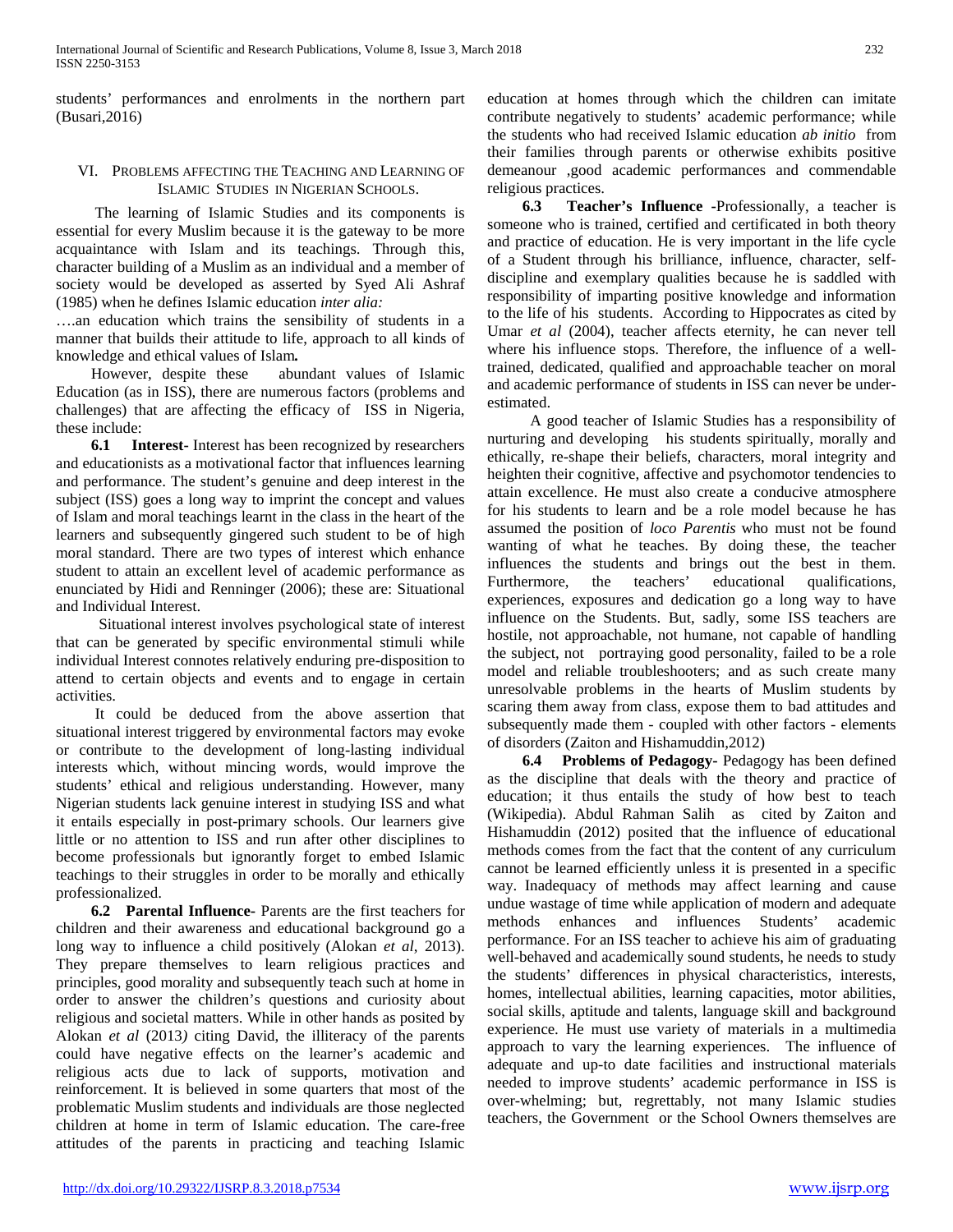students' performances and enrolments in the northern part (Busari,2016)

## VI. Problems affecting the Teaching and Learning of Islamic Studies in Nigerian Schools.

The learning of Islamic Studies and its components is essential for every Muslim because it is the gateway to be more acquaintance with Islam and its teachings. Through this, character building of a Muslim as an individual and a member of society would be developed as asserted by Syed Ali Ashraf (1985) when he defines Islamic education *inter alia:*

….an education which trains the sensibility of students in a manner that builds their attitude to life, approach to all kinds of knowledge and ethical values of Islam***.***

However, despite these abundant values of Islamic Education (as in ISS), there are numerous factors (problems and challenges) that are affecting the efficacy of ISS in Nigeria, these include:

**6.1 Interest-** Interest has been recognized by researchers and educationists as a motivational factor that influences learning and performance. The student's genuine and deep interest in the subject (ISS) goes a long way to imprint the concept and values of Islam and moral teachings learnt in the class in the heart of the learners and subsequently gingered such student to be of high moral standard. There are two types of interest which enhance student to attain an excellent level of academic performance as enunciated by Hidi and Renninger (2006); these are: Situational and Individual Interest.

Situational interest involves psychological state of interest that can be generated by specific environmental stimuli while individual Interest connotes relatively enduring pre-disposition to attend to certain objects and events and to engage in certain activities.

It could be deduced from the above assertion that situational interest triggered by environmental factors may evoke or contribute to the development of long-lasting individual interests which, without mincing words, would improve the students' ethical and religious understanding. However, many Nigerian students lack genuine interest in studying ISS and what it entails especially in post-primary schools. Our learners give little or no attention to ISS and run after other disciplines to become professionals but ignorantly forget to embed Islamic teachings to their struggles in order to be morally and ethically professionalized.

**6.2 Parental Influence-** Parents are the first teachers for children and their awareness and educational background go a long way to influence a child positively (Alokan *et al*, 2013). They prepare themselves to learn religious practices and principles, good morality and subsequently teach such at home in order to answer the children's questions and curiosity about religious and societal matters. While in other hands as posited by Alokan *et al* (2013*)* citing David, the illiteracy of the parents could have negative effects on the learner's academic and religious acts due to lack of supports, motivation and reinforcement. It is believed in some quarters that most of the problematic Muslim students and individuals are those neglected children at home in term of Islamic education. The care-free attitudes of the parents in practicing and teaching Islamic education at homes through which the children can imitate contribute negatively to students' academic performance; while the students who had received Islamic education *ab initio* from their families through parents or otherwise exhibits positive demeanour ,good academic performances and commendable religious practices.

**6.3 Teacher's Influence** -Professionally, a teacher is someone who is trained, certified and certificated in both theory and practice of education. He is very important in the life cycle of a Student through his brilliance, influence, character, self-discipline and exemplary qualities because he is saddled with responsibility of imparting positive knowledge and information to the life of his students. According to Hippocrates as cited by Umar *et al* (2004), teacher affects eternity, he can never tell where his influence stops. Therefore, the influence of a well-trained, dedicated, qualified and approachable teacher on moral and academic performance of students in ISS can never be under-estimated.

A good teacher of Islamic Studies has a responsibility of nurturing and developing his students spiritually, morally and ethically, re-shape their beliefs, characters, moral integrity and heighten their cognitive, affective and psychomotor tendencies to attain excellence. He must also create a conducive atmosphere for his students to learn and be a role model because he has assumed the position of *loco Parentis* who must not be found wanting of what he teaches. By doing these, the teacher influences the students and brings out the best in them. Furthermore, the teachers' educational qualifications, experiences, exposures and dedication go a long way to have influence on the Students. But, sadly, some ISS teachers are hostile, not approachable, not humane, not capable of handling the subject, not portraying good personality, failed to be a role model and reliable troubleshooters; and as such create many unresolvable problems in the hearts of Muslim students by scaring them away from class, expose them to bad attitudes and subsequently made them - coupled with other factors - elements of disorders (Zaiton and Hishamuddin,2012)

**6.4 Problems of Pedagogy-** Pedagogy has been defined as the discipline that deals with the theory and practice of education; it thus entails the study of how best to teach (Wikipedia). Abdul Rahman Salih as cited by Zaiton and Hishamuddin (2012) posited that the influence of educational methods comes from the fact that the content of any curriculum cannot be learned efficiently unless it is presented in a specific way. Inadequacy of methods may affect learning and cause undue wastage of time while application of modern and adequate methods enhances and influences Students' academic performance. For an ISS teacher to achieve his aim of graduating well-behaved and academically sound students, he needs to study the students' differences in physical characteristics, interests, homes, intellectual abilities, learning capacities, motor abilities, social skills, aptitude and talents, language skill and background experience. He must use variety of materials in a multimedia approach to vary the learning experiences. The influence of adequate and up-to date facilities and instructional materials needed to improve students' academic performance in ISS is over-whelming; but, regrettably, not many Islamic studies teachers, the Government or the School Owners themselves are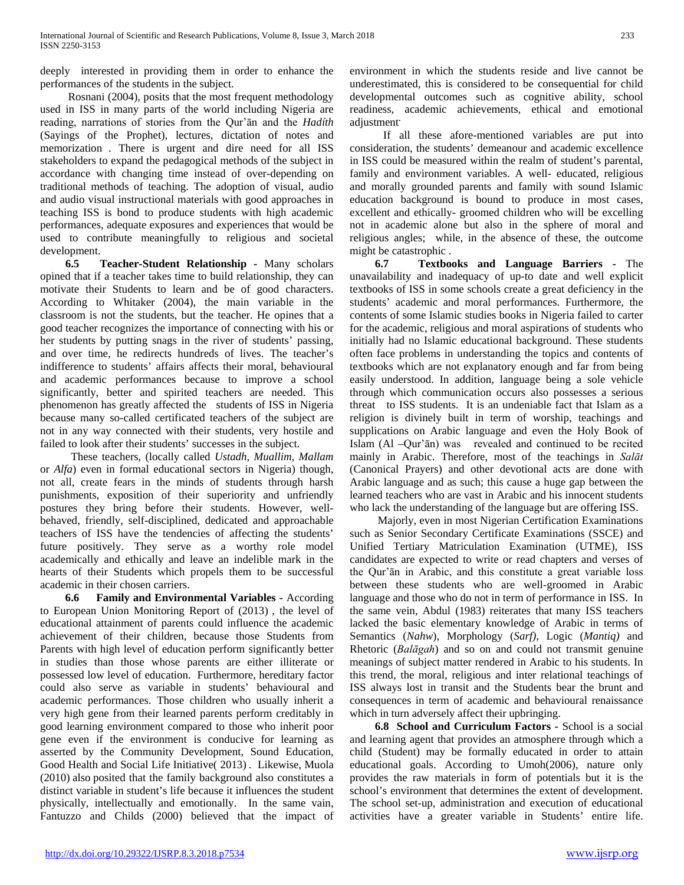deeply interested in providing them in order to enhance the performances of the students in the subject.

Rosnani (2004), posits that the most frequent methodology used in ISS in many parts of the world including Nigeria are reading, narrations of stories from the Qur'ān and the *Hadíth* (Sayings of the Prophet), lectures, dictation of notes and memorization . There is urgent and dire need for all ISS stakeholders to expand the pedagogical methods of the subject in accordance with changing time instead of over-depending on traditional methods of teaching. The adoption of visual, audio and audio visual instructional materials with good approaches in teaching ISS is bond to produce students with high academic performances, adequate exposures and experiences that would be used to contribute meaningfully to religious and societal development.

**6.5 Teacher-Student Relationship -** Many scholars opined that if a teacher takes time to build relationship, they can motivate their Students to learn and be of good characters. According to Whitaker (2004), the main variable in the classroom is not the students, but the teacher. He opines that a good teacher recognizes the importance of connecting with his or her students by putting snags in the river of students' passing, and over time, he redirects hundreds of lives. The teacher's indifference to students' affairs affects their moral, behavioural and academic performances because to improve a school significantly, better and spirited teachers are needed. This phenomenon has greatly affected the students of ISS in Nigeria because many so-called certificated teachers of the subject are not in any way connected with their students, very hostile and failed to look after their students' successes in the subject.

These teachers, (locally called *Ustadh, Muallim, Mallam* or *Alfa*) even in formal educational sectors in Nigeria) though, not all, create fears in the minds of students through harsh punishments, exposition of their superiority and unfriendly postures they bring before their students. However, well-behaved, friendly, self-disciplined, dedicated and approachable teachers of ISS have the tendencies of affecting the students' future positively. They serve as a worthy role model academically and ethically and leave an indelible mark in the hearts of their Students which propels them to be successful academic in their chosen carriers.

**6.6 Family and Environmental Variables -** According to European Union Monitoring Report of (2013) , the level of educational attainment of parents could influence the academic achievement of their children, because those Students from Parents with high level of education perform significantly better in studies than those whose parents are either illiterate or possessed low level of education. Furthermore, hereditary factor could also serve as variable in students' behavioural and academic performances. Those children who usually inherit a very high gene from their learned parents perform creditably in good learning environment compared to those who inherit poor gene even if the environment is conducive for learning as asserted by the Community Development, Sound Education, Good Health and Social Life Initiative( 2013) . Likewise, Muola (2010) also posited that the family background also constitutes a distinct variable in student's life because it influences the student physically, intellectually and emotionally. In the same vain, Fantuzzo and Childs (2000) believed that the impact of environment in which the students reside and live cannot be underestimated, this is considered to be consequential for child developmental outcomes such as cognitive ability, school readiness, academic achievements, ethical and emotional adjustment.

If all these afore-mentioned variables are put into consideration, the students' demeanour and academic excellence in ISS could be measured within the realm of student's parental, family and environment variables. A well- educated, religious and morally grounded parents and family with sound Islamic education background is bound to produce in most cases, excellent and ethically- groomed children who will be excelling not in academic alone but also in the sphere of moral and religious angles; while, in the absence of these, the outcome might be catastrophic .

**6.7 Textbooks and Language Barriers -** The unavailability and inadequacy of up-to date and well explicit textbooks of ISS in some schools create a great deficiency in the students' academic and moral performances. Furthermore, the contents of some Islamic studies books in Nigeria failed to carter for the academic, religious and moral aspirations of students who initially had no Islamic educational background. These students often face problems in understanding the topics and contents of textbooks which are not explanatory enough and far from being easily understood. In addition, language being a sole vehicle through which communication occurs also possesses a serious threat to ISS students. It is an undeniable fact that Islam as a religion is divinely built in term of worship, teachings and supplications on Arabic language and even the Holy Book of Islam (Al –Qur'ān) was revealed and continued to be recited mainly in Arabic. Therefore, most of the teachings in *Salāt* (Canonical Prayers) and other devotional acts are done with Arabic language and as such; this cause a huge gap between the learned teachers who are vast in Arabic and his innocent students who lack the understanding of the language but are offering ISS.

Majorly, even in most Nigerian Certification Examinations such as Senior Secondary Certificate Examinations (SSCE) and Unified Tertiary Matriculation Examination (UTME), ISS candidates are expected to write or read chapters and verses of the Qur'ān in Arabic, and this constitute a great variable loss between these students who are well-groomed in Arabic language and those who do not in term of performance in ISS. In the same vein, Abdul (1983) reiterates that many ISS teachers lacked the basic elementary knowledge of Arabic in terms of Semantics (*Nahw*), Morphology (*Sarf)*, Logic (*Mantiq)* and Rhetoric (*Balāgah*) and so on and could not transmit genuine meanings of subject matter rendered in Arabic to his students. In this trend, the moral, religious and inter relational teachings of ISS always lost in transit and the Students bear the brunt and consequences in term of academic and behavioural renaissance which in turn adversely affect their upbringing.

**6.8 School and Curriculum Factors -** School is a social and learning agent that provides an atmosphere through which a child (Student) may be formally educated in order to attain educational goals. According to Umoh(2006), nature only provides the raw materials in form of potentials but it is the school's environment that determines the extent of development. The school set-up, administration and execution of educational activities have a greater variable in Students' entire life.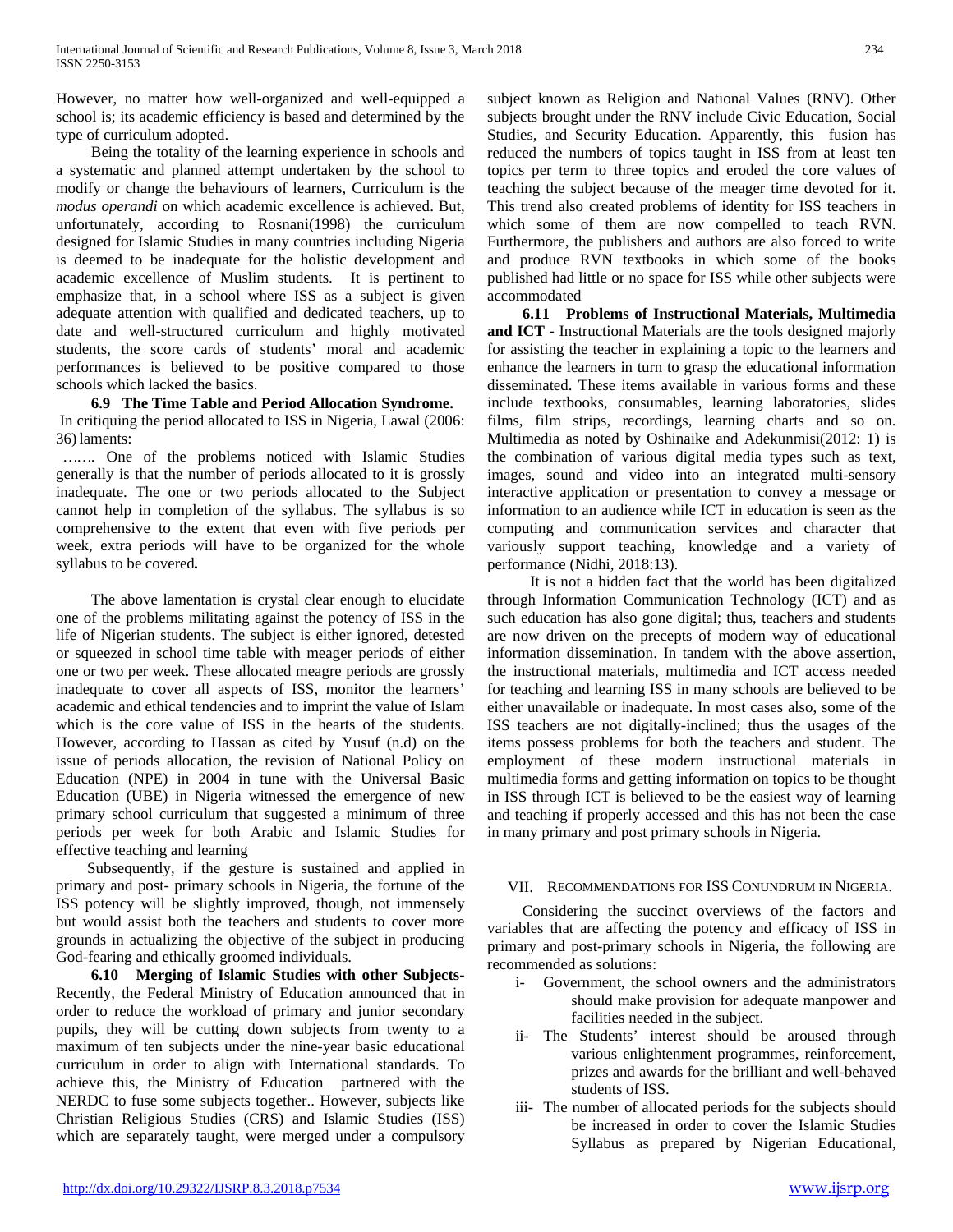However, no matter how well-organized and well-equipped a school is; its academic efficiency is based and determined by the type of curriculum adopted.

Being the totality of the learning experience in schools and a systematic and planned attempt undertaken by the school to modify or change the behaviours of learners, Curriculum is the *modus operandi* on which academic excellence is achieved. But, unfortunately, according to Rosnani(1998) the curriculum designed for Islamic Studies in many countries including Nigeria is deemed to be inadequate for the holistic development and academic excellence of Muslim students. It is pertinent to emphasize that, in a school where ISS as a subject is given adequate attention with qualified and dedicated teachers, up to date and well-structured curriculum and highly motivated students, the score cards of students' moral and academic performances is believed to be positive compared to those schools which lacked the basics.

**6.9 The Time Table and Period Allocation Syndrome.** In critiquing the period allocated to ISS in Nigeria, Lawal (2006: 36) laments:

……. One of the problems noticed with Islamic Studies generally is that the number of periods allocated to it is grossly inadequate. The one or two periods allocated to the Subject cannot help in completion of the syllabus. The syllabus is so comprehensive to the extent that even with five periods per week, extra periods will have to be organized for the whole syllabus to be covered**.**

The above lamentation is crystal clear enough to elucidate one of the problems militating against the potency of ISS in the life of Nigerian students. The subject is either ignored, detested or squeezed in school time table with meager periods of either one or two per week. These allocated meagre periods are grossly inadequate to cover all aspects of ISS, monitor the learners' academic and ethical tendencies and to imprint the value of Islam which is the core value of ISS in the hearts of the students. However, according to Hassan as cited by Yusuf (n.d) on the issue of periods allocation, the revision of National Policy on Education (NPE) in 2004 in tune with the Universal Basic Education (UBE) in Nigeria witnessed the emergence of new primary school curriculum that suggested a minimum of three periods per week for both Arabic and Islamic Studies for effective teaching and learning

Subsequently, if the gesture is sustained and applied in primary and post- primary schools in Nigeria, the fortune of the ISS potency will be slightly improved, though, not immensely but would assist both the teachers and students to cover more grounds in actualizing the objective of the subject in producing God-fearing and ethically groomed individuals.

**6.10 Merging of Islamic Studies with other Subjects-** Recently, the Federal Ministry of Education announced that in order to reduce the workload of primary and junior secondary pupils, they will be cutting down subjects from twenty to a maximum of ten subjects under the nine-year basic educational curriculum in order to align with International standards. To achieve this, the Ministry of Education partnered with the NERDC to fuse some subjects together.. However, subjects like Christian Religious Studies (CRS) and Islamic Studies (ISS) which are separately taught, were merged under a compulsory subject known as Religion and National Values (RNV). Other subjects brought under the RNV include Civic Education, Social Studies, and Security Education. Apparently, this fusion has reduced the numbers of topics taught in ISS from at least ten topics per term to three topics and eroded the core values of teaching the subject because of the meager time devoted for it. This trend also created problems of identity for ISS teachers in which some of them are now compelled to teach RVN. Furthermore, the publishers and authors are also forced to write and produce RVN textbooks in which some of the books published had little or no space for ISS while other subjects were accommodated

**6.11 Problems of Instructional Materials, Multimedia and ICT -** Instructional Materials are the tools designed majorly for assisting the teacher in explaining a topic to the learners and enhance the learners in turn to grasp the educational information disseminated. These items available in various forms and these include textbooks, consumables, learning laboratories, slides films, film strips, recordings, learning charts and so on. Multimedia as noted by Oshinaike and Adekunmisi(2012: 1) is the combination of various digital media types such as text, images, sound and video into an integrated multi-sensory interactive application or presentation to convey a message or information to an audience while ICT in education is seen as the computing and communication services and character that variously support teaching, knowledge and a variety of performance (Nidhi, 2018:13).

It is not a hidden fact that the world has been digitalized through Information Communication Technology (ICT) and as such education has also gone digital; thus, teachers and students are now driven on the precepts of modern way of educational information dissemination. In tandem with the above assertion, the instructional materials, multimedia and ICT access needed for teaching and learning ISS in many schools are believed to be either unavailable or inadequate. In most cases also, some of the ISS teachers are not digitally-inclined; thus the usages of the items possess problems for both the teachers and student. The employment of these modern instructional materials in multimedia forms and getting information on topics to be thought in ISS through ICT is believed to be the easiest way of learning and teaching if properly accessed and this has not been the case in many primary and post primary schools in Nigeria.

## VII. Recommendations for ISS Conundrum in Nigeria.

Considering the succinct overviews of the factors and variables that are affecting the potency and efficacy of ISS in primary and post-primary schools in Nigeria, the following are recommended as solutions:

- i- Government, the school owners and the administrators should make provision for adequate manpower and facilities needed in the subject.
- ii- The Students' interest should be aroused through various enlightenment programmes, reinforcement, prizes and awards for the brilliant and well-behaved students of ISS.
- iii- The number of allocated periods for the subjects should be increased in order to cover the Islamic Studies Syllabus as prepared by Nigerian Educational,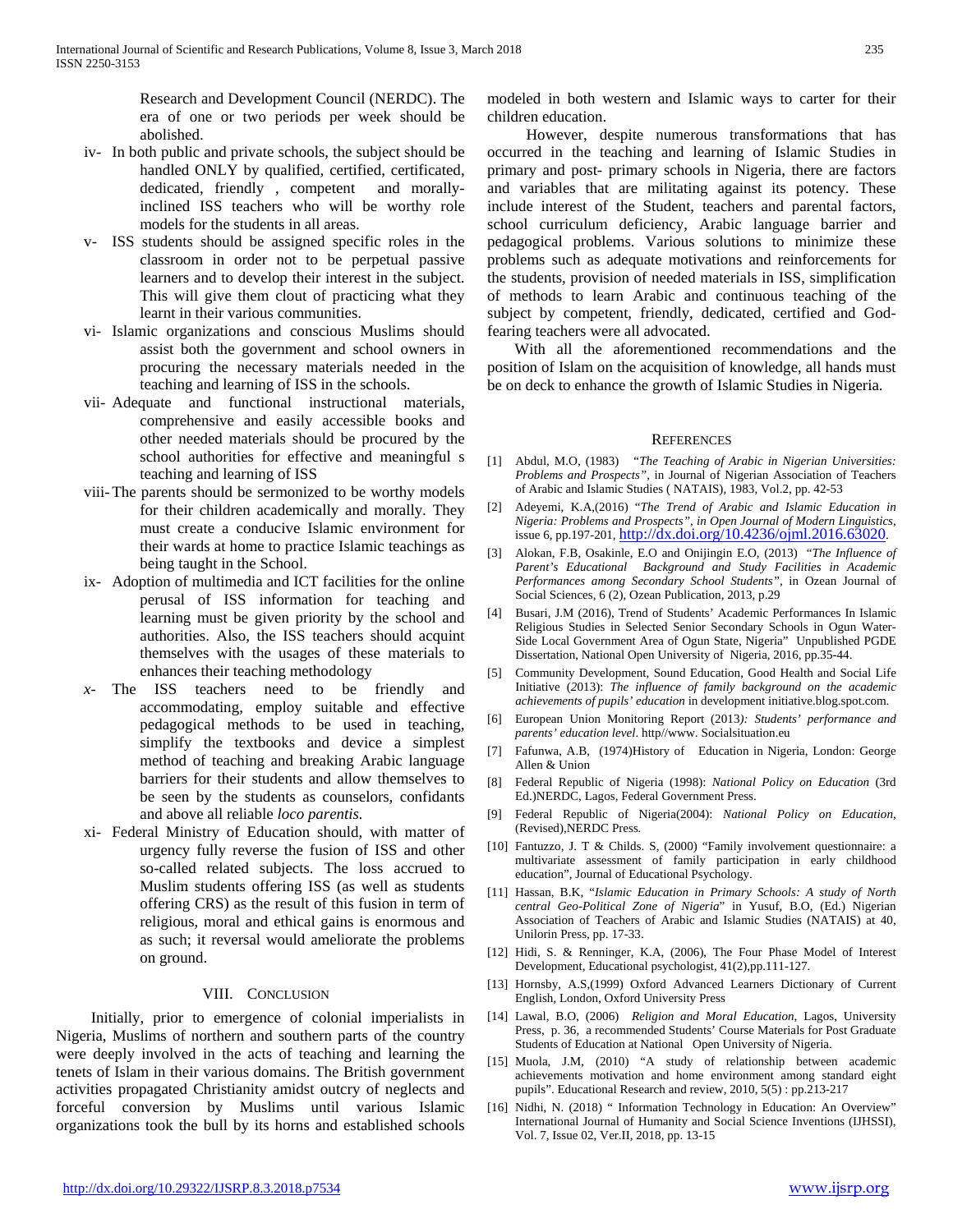Research and Development Council (NERDC). The era of one or two periods per week should be abolished.

iv- In both public and private schools, the subject should be handled ONLY by qualified, certified, certificated, dedicated, friendly , competent and morally-inclined ISS teachers who will be worthy role models for the students in all areas.

v- ISS students should be assigned specific roles in the classroom in order not to be perpetual passive learners and to develop their interest in the subject. This will give them clout of practicing what they learnt in their various communities.

vi- Islamic organizations and conscious Muslims should assist both the government and school owners in procuring the necessary materials needed in the teaching and learning of ISS in the schools.

vii- Adequate and functional instructional materials, comprehensive and easily accessible books and other needed materials should be procured by the school authorities for effective and meaningful s teaching and learning of ISS

viii- The parents should be sermonized to be worthy models for their children academically and morally. They must create a conducive Islamic environment for their wards at home to practice Islamic teachings as being taught in the School.

ix- Adoption of multimedia and ICT facilities for the online perusal of ISS information for teaching and learning must be given priority by the school and authorities. Also, the ISS teachers should acquint themselves with the usages of these materials to enhances their teaching methodology

*x-* The ISS teachers need to be friendly and accommodating, employ suitable and effective pedagogical methods to be used in teaching, simplify the textbooks and device a simplest method of teaching and breaking Arabic language barriers for their students and allow themselves to be seen by the students as counselors, confidants and above all reliable *loco parentis.*

xi- Federal Ministry of Education should, with matter of urgency fully reverse the fusion of ISS and other so-called related subjects. The loss accrued to Muslim students offering ISS (as well as students offering CRS) as the result of this fusion in term of religious, moral and ethical gains is enormous and as such; it reversal would ameliorate the problems on ground.

## VIII. Conclusion

Initially, prior to emergence of colonial imperialists in Nigeria, Muslims of northern and southern parts of the country were deeply involved in the acts of teaching and learning the tenets of Islam in their various domains. The British government activities propagated Christianity amidst outcry of neglects and forceful conversion by Muslims until various Islamic organizations took the bull by its horns and established schools modeled in both western and Islamic ways to carter for their children education.

However, despite numerous transformations that has occurred in the teaching and learning of Islamic Studies in primary and post- primary schools in Nigeria, there are factors and variables that are militating against its potency. These include interest of the Student, teachers and parental factors, school curriculum deficiency, Arabic language barrier and pedagogical problems. Various solutions to minimize these problems such as adequate motivations and reinforcements for the students, provision of needed materials in ISS, simplification of methods to learn Arabic and continuous teaching of the subject by competent, friendly, dedicated, certified and God-fearing teachers were all advocated.

With all the aforementioned recommendations and the position of Islam on the acquisition of knowledge, all hands must be on deck to enhance the growth of Islamic Studies in Nigeria.

## References

[1] Abdul, M.O, (1983) *"The Teaching of Arabic in Nigerian Universities: Problems and Prospects"*, in Journal of Nigerian Association of Teachers of Arabic and Islamic Studies ( NATAIS), 1983, Vol.2, pp. 42-53

[2] Adeyemi, K.A,(2016) *"The Trend of Arabic and Islamic Education in Nigeria: Problems and Prospects", in Open Journal of Modern Linguistics,* issue 6, pp.197-201, http://dx.doi.org/10.4236/ojml.2016.63020.

[3] Alokan, F.B, Osakinle, E.O and Onijingin E.O, (2013) *"The Influence of Parent's Educational Background and Study Facilities in Academic Performances among Secondary School Students"*, in Ozean Journal of Social Sciences, 6 (2), Ozean Publication, 2013, p.29

[4] Busari, J.M (2016), Trend of Students' Academic Performances In Islamic Religious Studies in Selected Senior Secondary Schools in Ogun Water-Side Local Government Area of Ogun State, Nigeria" Unpublished PGDE Dissertation, National Open University of Nigeria, 2016, pp.35-44.

[5] Community Development, Sound Education, Good Health and Social Life Initiative (2013): *The influence of family background on the academic achievements of pupils' education* in development initiative.blog.spot.com.

[6] European Union Monitoring Report (2013*): Students' performance and parents' education level*. http//www. Socialsituation.eu

[7] Fafunwa, A.B, (1974)History of Education in Nigeria, London: George Allen & Union

[8] Federal Republic of Nigeria (1998): *National Policy on Education* (3rd Ed.)NERDC, Lagos, Federal Government Press.

[9] Federal Republic of Nigeria(2004): *National Policy on Education*, (Revised),NERDC Press.

[10] Fantuzzo, J. T & Childs. S, (2000) "Family involvement questionnaire: a multivariate assessment of family participation in early childhood education", Journal of Educational Psychology.

[11] Hassan, B.K, "*Islamic Education in Primary Schools: A study of North central Geo-Political Zone of Nigeria*" in Yusuf, B.O, (Ed.) Nigerian Association of Teachers of Arabic and Islamic Studies (NATAIS) at 40, Unilorin Press, pp. 17-33.

[12] Hidi, S. & Renninger, K.A, (2006), The Four Phase Model of Interest Development, Educational psychologist, 41(2),pp.111-127.

[13] Hornsby, A.S,(1999) Oxford Advanced Learners Dictionary of Current English, London, Oxford University Press

[14] Lawal, B.O, (2006) *Religion and Moral Education*, Lagos, University Press, p. 36, a recommended Students' Course Materials for Post Graduate Students of Education at National Open University of Nigeria.

[15] Muola, J.M, (2010) "A study of relationship between academic achievements motivation and home environment among standard eight pupils". Educational Research and review, 2010, 5(5) : pp.213-217

[16] Nidhi, N. (2018) " Information Technology in Education: An Overview" International Journal of Humanity and Social Science Inventions (IJHSSI), Vol. 7, Issue 02, Ver.II, 2018, pp. 13-15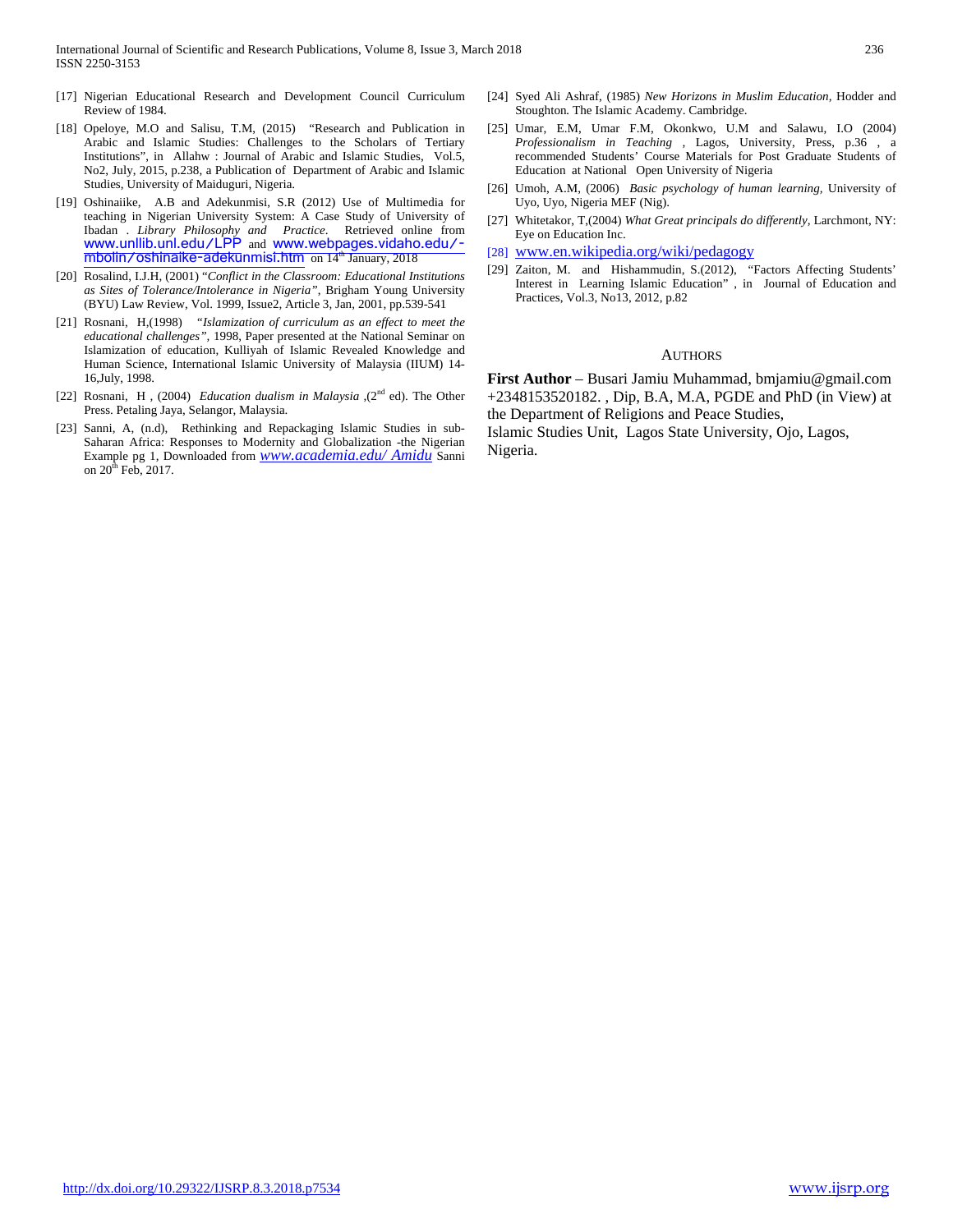[17] Nigerian Educational Research and Development Council Curriculum Review of 1984.

[18] Opeloye, M.O and Salisu, T.M, (2015) "Research and Publication in Arabic and Islamic Studies: Challenges to the Scholars of Tertiary Institutions", in Allahw : Journal of Arabic and Islamic Studies, Vol.5, No2, July, 2015, p.238, a Publication of Department of Arabic and Islamic Studies, University of Maiduguri, Nigeria.

[19] Oshinaiike, A.B and Adekunmisi, S.R (2012) Use of Multimedia for teaching in Nigerian University System: A Case Study of University of Ibadan . *Library Philosophy and Practice*. Retrieved online from www.unllib.unl.edu/LPP and www.webpages.vidaho.edu/-mbolin/oshinaike-adekunmisi.htm on 14th January, 2018

[20] Rosalind, I.J.H, (2001) "*Conflict in the Classroom: Educational Institutions as Sites of Tolerance/Intolerance in Nigeria"*, Brigham Young University (BYU) Law Review, Vol. 1999, Issue2, Article 3, Jan, 2001, pp.539-541

[21] Rosnani, H,(1998) *"Islamization of curriculum as an effect to meet the educational challenges"*, 1998, Paper presented at the National Seminar on Islamization of education, Kulliyah of Islamic Revealed Knowledge and Human Science, International Islamic University of Malaysia (IIUM) 14-16,July, 1998.

[22] Rosnani, H , (2004) *Education dualism in Malaysia* ,(2nd ed). The Other Press. Petaling Jaya, Selangor, Malaysia.

[23] Sanni, A, (n.d), Rethinking and Repackaging Islamic Studies in sub-Saharan Africa: Responses to Modernity and Globalization -the Nigerian Example pg 1, Downloaded from *www.academia.edu/ Amidu* Sanni on 20th Feb, 2017.

[24] Syed Ali Ashraf, (1985) *New Horizons in Muslim Education*, Hodder and Stoughton. The Islamic Academy. Cambridge.

[25] Umar, E.M, Umar F.M, Okonkwo, U.M and Salawu, I.O (2004) *Professionalism in Teaching* , Lagos, University, Press, p.36 , a recommended Students' Course Materials for Post Graduate Students of Education at National Open University of Nigeria

[26] Umoh, A.M, (2006) *Basic psychology of human learning*, University of Uyo, Uyo, Nigeria MEF (Nig).

[27] Whitetakor, T,(2004) *What Great principals do differently*, Larchmont, NY: Eye on Education Inc.

[28] www.en.wikipedia.org/wiki/pedagogy

[29] Zaiton, M. and Hishammudin, S.(2012), "Factors Affecting Students' Interest in Learning Islamic Education" , in Journal of Education and Practices, Vol.3, No13, 2012, p.82

## Authors

**First Author** – Busari Jamiu Muhammad, bmjamiu@gmail.com +2348153520182. , Dip, B.A, M.A, PGDE and PhD (in View) at the Department of Religions and Peace Studies,
Islamic Studies Unit, Lagos State University, Ojo, Lagos, Nigeria.